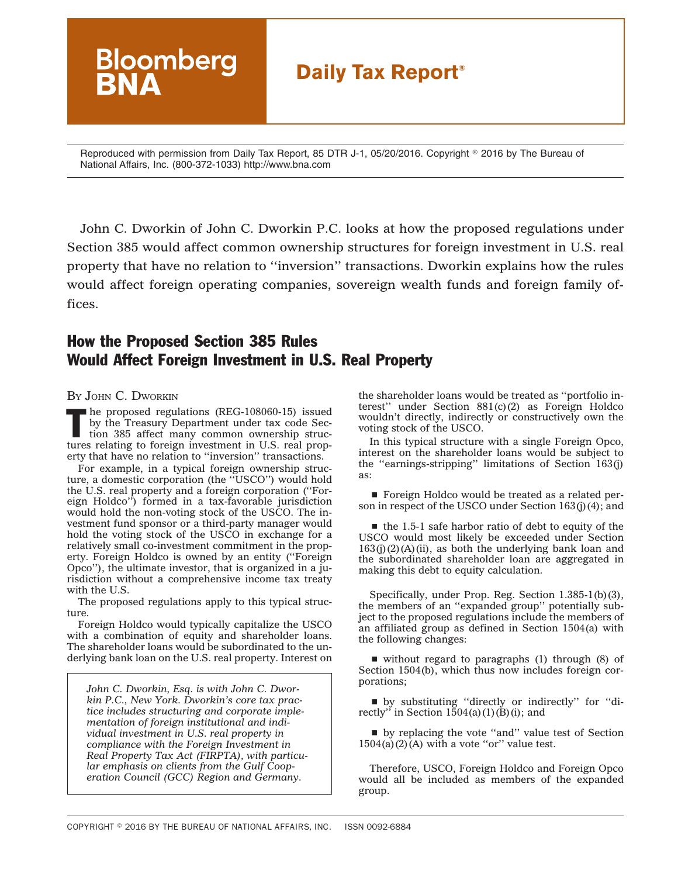Reproduced with permission from Daily Tax Report, 85 DTR J-1, 05/20/2016. Copyright © 2016 by The Bureau of National Affairs, Inc. (800-372-1033) http://www.bna.com

John C. Dworkin of John C. Dworkin P.C. looks at how the proposed regulations under Section 385 would affect common ownership structures for foreign investment in U.S. real property that have no relation to ''inversion'' transactions. Dworkin explains how the rules would affect foreign operating companies, sovereign wealth funds and foreign family offices.

# How the Proposed Section 385 Rules Would Affect Foreign Investment in U.S. Real Property

BY JOHN C. DWORKIN

The proposed regulations (REG-108060-15) issued by the Treasury Department under tax code Section 385 affect many common ownership structures relating to foreign investment in U.S. real property that have no relation to ''inversion'' transactions.

For example, in a typical foreign ownership structure, a domestic corporation (the ''USCO'') would hold the U.S. real property and a foreign corporation (''Foreign Holdco'') formed in a tax-favorable jurisdiction would hold the non-voting stock of the USCO. The investment fund sponsor or a third-party manager would hold the voting stock of the USCO in exchange for a relatively small co-investment commitment in the property. Foreign Holdco is owned by an entity (''Foreign Opco''), the ultimate investor, that is organized in a jurisdiction without a comprehensive income tax treaty with the U.S.

The proposed regulations apply to this typical structure.

Foreign Holdco would typically capitalize the USCO with a combination of equity and shareholder loans. The shareholder loans would be subordinated to the underlying bank loan on the U.S. real property. Interest on the shareholder loans would be treated as ''portfolio interest'' under Section 881(c)(2) as Foreign Holdco wouldn't directly, indirectly or constructively own the voting stock of the USCO.

*John C. Dworkin, Esq. is with John C. Dworkin P.C., New York. Dworkin's core tax practice includes structuring and corporate implementation of foreign institutional and individual investment in U.S. real property in compliance with the Foreign Investment in Real Property Tax Act (FIRPTA), with particular emphasis on clients from the Gulf Cooperation Council (GCC) Region and Germany.*

In this typical structure with a single Foreign Opco, interest on the shareholder loans would be subject to the ''earnings-stripping'' limitations of Section 163(j) as:

- Foreign Holdco would be treated as a related person in respect of the USCO under Section 163(j)(4); and
- the 1.5-1 safe harbor ratio of debt to equity of the USCO would most likely be exceeded under Section 163(j)(2)(A)(ii), as both the underlying bank loan and the subordinated shareholder loan are aggregated in making this debt to equity calculation.

Specifically, under Prop. Reg. Section 1.385-1(b)(3), the members of an ''expanded group'' potentially subject to the proposed regulations include the members of an affiliated group as defined in Section 1504(a) with the following changes:

- without regard to paragraphs (1) through (8) of Section 1504(b), which thus now includes foreign corporations;
- by substituting ''directly or indirectly'' for ''directly'' in Section 1504(a)(1)(B)(i); and
- by replacing the vote ''and'' value test of Section 1504(a)(2)(A) with a vote ''or'' value test.

Therefore, USCO, Foreign Holdco and Foreign Opco would all be included as members of the expanded group.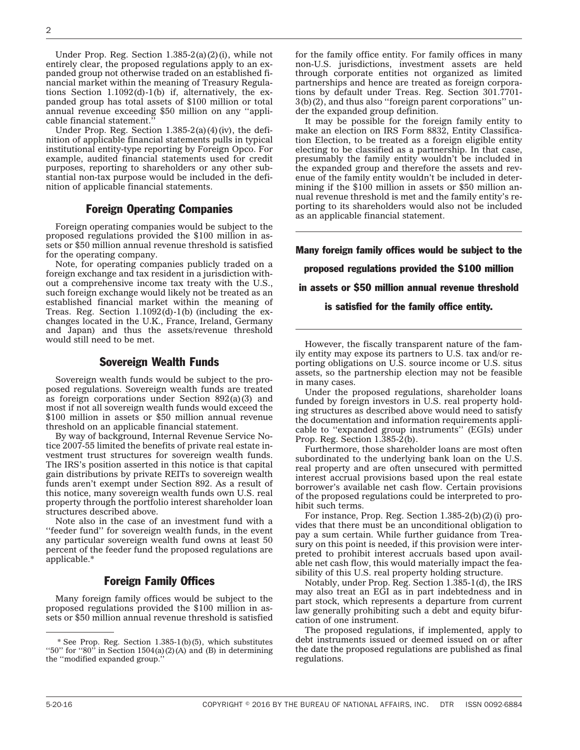Under Prop. Reg. Section 1.385-2(a)(2)(i), while not entirely clear, the proposed regulations apply to an expanded group not otherwise traded on an established financial market within the meaning of Treasury Regulations Section 1.1092(d)-1(b) if, alternatively, the expanded group has total assets of $100 million or total annual revenue exceeding $50 million on any ''applicable financial statement.''

Under Prop. Reg. Section 1.385-2(a)(4)(iv), the definition of applicable financial statements pulls in typical institutional entity-type reporting by Foreign Opco. For example, audited financial statements used for credit purposes, reporting to shareholders or any other substantial non-tax purpose would be included in the definition of applicable financial statements.

## Foreign Operating Companies

Foreign operating companies would be subject to the proposed regulations provided the $100 million in assets or $50 million annual revenue threshold is satisfied for the operating company.

Note, for operating companies publicly traded on a foreign exchange and tax resident in a jurisdiction without a comprehensive income tax treaty with the U.S., such foreign exchange would likely not be treated as an established financial market within the meaning of Treas. Reg. Section 1.1092(d)-1(b) (including the exchanges located in the U.K., France, Ireland, Germany and Japan) and thus the assets/revenue threshold would still need to be met.

## Sovereign Wealth Funds

Sovereign wealth funds would be subject to the proposed regulations. Sovereign wealth funds are treated as foreign corporations under Section 892(a)(3) and most if not all sovereign wealth funds would exceed the $100 million in assets or $50 million annual revenue threshold on an applicable financial statement.

By way of background, Internal Revenue Service Notice 2007-55 limited the benefits of private real estate investment trust structures for sovereign wealth funds. The IRS's position asserted in this notice is that capital gain distributions by private REITs to sovereign wealth funds aren't exempt under Section 892. As a result of this notice, many sovereign wealth funds own U.S. real property through the portfolio interest shareholder loan structures described above.

Note also in the case of an investment fund with a ''feeder fund'' for sovereign wealth funds, in the event any particular sovereign wealth fund owns at least 50 percent of the feeder fund the proposed regulations are applicable.*

## Foreign Family Offices

Many foreign family offices would be subject to the proposed regulations provided the $100 million in assets or $50 million annual revenue threshold is satisfied for the family office entity. For family offices in many non-U.S. jurisdictions, investment assets are held through corporate entities not organized as limited partnerships and hence are treated as foreign corporations by default under Treas. Reg. Section 301.7701-3(b)(2), and thus also ''foreign parent corporations'' under the expanded group definition.

It may be possible for the foreign family entity to make an election on IRS Form 8832, Entity Classification Election, to be treated as a foreign eligible entity electing to be classified as a partnership. In that case, presumably the family entity wouldn't be included in the expanded group and therefore the assets and revenue of the family entity wouldn't be included in determining if the $100 million in assets or $50 million annual revenue threshold is met and the family entity's reporting to its shareholders would also not be included as an applicable financial statement.

**Many foreign family offices would be subject to the proposed regulations provided the $100 million in assets or $50 million annual revenue threshold is satisfied for the family office entity.**

However, the fiscally transparent nature of the family entity may expose its partners to U.S. tax and/or reporting obligations on U.S. source income or U.S. situs assets, so the partnership election may not be feasible in many cases.

Under the proposed regulations, shareholder loans funded by foreign investors in U.S. real property holding structures as described above would need to satisfy the documentation and information requirements applicable to ''expanded group instruments'' (EGIs) under Prop. Reg. Section 1.385-2(b).

Furthermore, those shareholder loans are most often subordinated to the underlying bank loan on the U.S. real property and are often unsecured with permitted interest accrual provisions based upon the real estate borrower's available net cash flow. Certain provisions of the proposed regulations could be interpreted to prohibit such terms.

For instance, Prop. Reg. Section 1.385-2(b)(2)(i) provides that there must be an unconditional obligation to pay a sum certain. While further guidance from Treasury on this point is needed, if this provision were interpreted to prohibit interest accruals based upon available net cash flow, this would materially impact the feasibility of this U.S. real property holding structure.

Notably, under Prop. Reg. Section 1.385-1(d), the IRS may also treat an EGI as in part indebtedness and in part stock, which represents a departure from current law generally prohibiting such a debt and equity bifurcation of one instrument.

The proposed regulations, if implemented, apply to debt instruments issued or deemed issued on or after the date the proposed regulations are published as final regulations.

---

\* See Prop. Reg. Section 1.385-1(b)(5), which substitutes ''50'' for ''80'' in Section 1504(a)(2)(A) and (B) in determining the ''modified expanded group.''